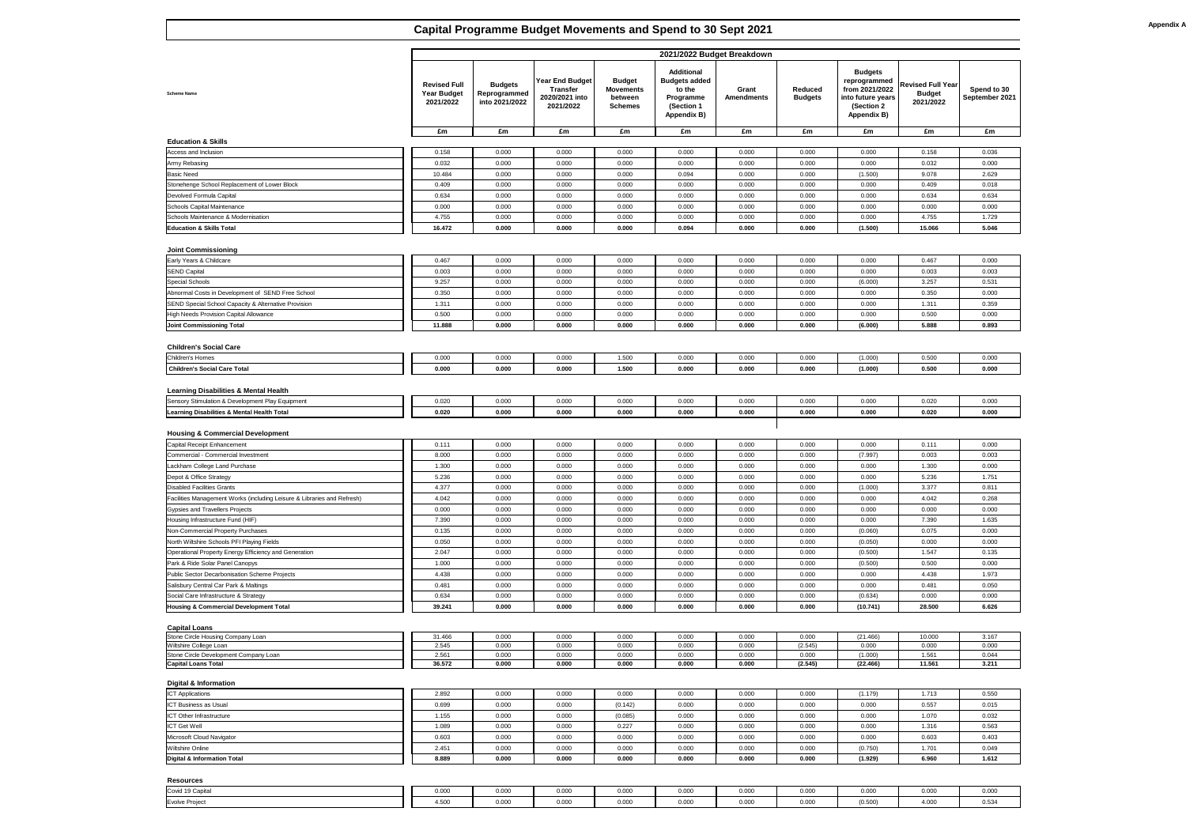# Capital Programme Budget Movements and Spend to 30 Sept 2021

Appendix A

| Scheme Name | Revised Full Year Budget 2021/2022 | Budgets Reprogrammed into 2021/2022 | Year End Budget Transfer 2020/2021 into 2021/2022 | Budget Movements between Schemes | Additional Budgets added to the Programme (Section 1 Appendix B) | Grant Amendments | Reduced Budgets | Budgets reprogrammed from 2021/2022 into future years (Section 2 Appendix B) | Revised Full Year Budget 2021/2022 | Spend to 30 September 2021 |
|---|---|---|---|---|---|---|---|---|---|---|
| | 2021/2022 Budget Breakdown | | | | | | | | | |
| | £m | £m | £m | £m | £m | £m | £m | £m | £m | £m |
| **Education & Skills** | | | | | | | | | | |
| Access and Inclusion | 0.158 | 0.000 | 0.000 | 0.000 | 0.000 | 0.000 | 0.000 | 0.000 | 0.158 | 0.036 |
| Army Rebasing | 0.032 | 0.000 | 0.000 | 0.000 | 0.000 | 0.000 | 0.000 | 0.000 | 0.032 | 0.000 |
| Basic Need | 10.484 | 0.000 | 0.000 | 0.000 | 0.094 | 0.000 | 0.000 | (1.500) | 9.078 | 2.629 |
| Stonehenge School Replacement of Lower Block | 0.409 | 0.000 | 0.000 | 0.000 | 0.000 | 0.000 | 0.000 | 0.000 | 0.409 | 0.018 |
| Devolved Formula Capital | 0.634 | 0.000 | 0.000 | 0.000 | 0.000 | 0.000 | 0.000 | 0.000 | 0.634 | 0.634 |
| Schools Capital Maintenance | 0.000 | 0.000 | 0.000 | 0.000 | 0.000 | 0.000 | 0.000 | 0.000 | 0.000 | 0.000 |
| Schools Maintenance & Modernisation | 4.755 | 0.000 | 0.000 | 0.000 | 0.000 | 0.000 | 0.000 | 0.000 | 4.755 | 1.729 |
| **Education & Skills Total** | **16.472** | **0.000** | **0.000** | **0.000** | **0.094** | **0.000** | **0.000** | **(1.500)** | **15.066** | **5.046** |
| **Joint Commissioning** | | | | | | | | | | |
| Early Years & Childcare | 0.467 | 0.000 | 0.000 | 0.000 | 0.000 | 0.000 | 0.000 | 0.000 | 0.467 | 0.000 |
| SEND Capital | 0.003 | 0.000 | 0.000 | 0.000 | 0.000 | 0.000 | 0.000 | 0.000 | 0.003 | 0.003 |
| Special Schools | 9.257 | 0.000 | 0.000 | 0.000 | 0.000 | 0.000 | 0.000 | (6.000) | 3.257 | 0.531 |
| Abnormal Costs in Development of SEND Free School | 0.350 | 0.000 | 0.000 | 0.000 | 0.000 | 0.000 | 0.000 | 0.000 | 0.350 | 0.000 |
| SEND Special School Capacity & Alternative Provision | 1.311 | 0.000 | 0.000 | 0.000 | 0.000 | 0.000 | 0.000 | 0.000 | 1.311 | 0.359 |
| High Needs Provision Capital Allowance | 0.500 | 0.000 | 0.000 | 0.000 | 0.000 | 0.000 | 0.000 | 0.000 | 0.500 | 0.000 |
| **Joint Commissioning Total** | **11.888** | **0.000** | **0.000** | **0.000** | **0.000** | **0.000** | **0.000** | **(6.000)** | **5.888** | **0.893** |
| **Children's Social Care** | | | | | | | | | | |
| Children's Homes | 0.000 | 0.000 | 0.000 | 1.500 | 0.000 | 0.000 | 0.000 | (1.000) | 0.500 | 0.000 |
| **Children's Social Care Total** | **0.000** | **0.000** | **0.000** | **1.500** | **0.000** | **0.000** | **0.000** | **(1.000)** | **0.500** | **0.000** |
| **Learning Disabilities & Mental Health** | | | | | | | | | | |
| Sensory Stimulation & Development Play Equipment | 0.020 | 0.000 | 0.000 | 0.000 | 0.000 | 0.000 | 0.000 | 0.000 | 0.020 | 0.000 |
| **Learning Disabilities & Mental Health Total** | **0.020** | **0.000** | **0.000** | **0.000** | **0.000** | **0.000** | **0.000** | **0.000** | **0.020** | **0.000** |
| **Housing & Commercial Development** | | | | | | | | | | |
| Capital Receipt Enhancement | 0.111 | 0.000 | 0.000 | 0.000 | 0.000 | 0.000 | 0.000 | 0.000 | 0.111 | 0.000 |
| Commercial - Commercial Investment | 8.000 | 0.000 | 0.000 | 0.000 | 0.000 | 0.000 | 0.000 | (7.997) | 0.003 | 0.003 |
| Lackham College Land Purchase | 1.300 | 0.000 | 0.000 | 0.000 | 0.000 | 0.000 | 0.000 | 0.000 | 1.300 | 0.000 |
| Depot & Office Strategy | 5.236 | 0.000 | 0.000 | 0.000 | 0.000 | 0.000 | 0.000 | 0.000 | 5.236 | 1.751 |
| Disabled Facilities Grants | 4.377 | 0.000 | 0.000 | 0.000 | 0.000 | 0.000 | 0.000 | (1.000) | 3.377 | 0.811 |
| Facilities Management Works (including Leisure & Libraries and Refresh) | 4.042 | 0.000 | 0.000 | 0.000 | 0.000 | 0.000 | 0.000 | 0.000 | 4.042 | 0.268 |
| Gypsies and Travellers Projects | 0.000 | 0.000 | 0.000 | 0.000 | 0.000 | 0.000 | 0.000 | 0.000 | 0.000 | 0.000 |
| Housing Infrastructure Fund (HIF) | 7.390 | 0.000 | 0.000 | 0.000 | 0.000 | 0.000 | 0.000 | 0.000 | 7.390 | 1.635 |
| Non-Commercial Property Purchases | 0.135 | 0.000 | 0.000 | 0.000 | 0.000 | 0.000 | 0.000 | (0.060) | 0.075 | 0.000 |
| North Wiltshire Schools PFI Playing Fields | 0.050 | 0.000 | 0.000 | 0.000 | 0.000 | 0.000 | 0.000 | (0.050) | 0.000 | 0.000 |
| Operational Property Energy Efficiency and Generation | 2.047 | 0.000 | 0.000 | 0.000 | 0.000 | 0.000 | 0.000 | (0.500) | 1.547 | 0.135 |
| Park & Ride Solar Panel Canopys | 1.000 | 0.000 | 0.000 | 0.000 | 0.000 | 0.000 | 0.000 | (0.500) | 0.500 | 0.000 |
| Public Sector Decarbonisation Scheme Projects | 4.438 | 0.000 | 0.000 | 0.000 | 0.000 | 0.000 | 0.000 | 0.000 | 4.438 | 1.973 |
| Salisbury Central Car Park & Maltings | 0.481 | 0.000 | 0.000 | 0.000 | 0.000 | 0.000 | 0.000 | 0.000 | 0.481 | 0.050 |
| Social Care Infrastructure & Strategy | 0.634 | 0.000 | 0.000 | 0.000 | 0.000 | 0.000 | 0.000 | (0.634) | 0.000 | 0.000 |
| **Housing & Commercial Development Total** | **39.241** | **0.000** | **0.000** | **0.000** | **0.000** | **0.000** | **0.000** | **(10.741)** | **28.500** | **6.626** |
| **Capital Loans** | | | | | | | | | | |
| Stone Circle Housing Company Loan | 31.466 | 0.000 | 0.000 | 0.000 | 0.000 | 0.000 | 0.000 | (21.466) | 10.000 | 3.167 |
| Wiltshire College Loan | 2.545 | 0.000 | 0.000 | 0.000 | 0.000 | 0.000 | (2.545) | 0.000 | 0.000 | 0.000 |
| Stone Circle Development Company Loan | 2.561 | 0.000 | 0.000 | 0.000 | 0.000 | 0.000 | 0.000 | (1.000) | 1.561 | 0.044 |
| **Capital Loans Total** | **36.572** | **0.000** | **0.000** | **0.000** | **0.000** | **0.000** | **(2.545)** | **(22.466)** | **11.561** | **3.211** |
| **Digital & Information** | | | | | | | | | | |
| ICT Applications | 2.892 | 0.000 | 0.000 | 0.000 | 0.000 | 0.000 | 0.000 | (1.179) | 1.713 | 0.550 |
| ICT Business as Usual | 0.699 | 0.000 | 0.000 | (0.142) | 0.000 | 0.000 | 0.000 | 0.000 | 0.557 | 0.015 |
| ICT Other Infrastructure | 1.155 | 0.000 | 0.000 | (0.085) | 0.000 | 0.000 | 0.000 | 0.000 | 1.070 | 0.032 |
| ICT Get Well | 1.089 | 0.000 | 0.000 | 0.227 | 0.000 | 0.000 | 0.000 | 0.000 | 1.316 | 0.563 |
| Microsoft Cloud Navigator | 0.603 | 0.000 | 0.000 | 0.000 | 0.000 | 0.000 | 0.000 | 0.000 | 0.603 | 0.403 |
| Wiltshire Online | 2.451 | 0.000 | 0.000 | 0.000 | 0.000 | 0.000 | 0.000 | (0.750) | 1.701 | 0.049 |
| **Digital & Information Total** | **8.889** | **0.000** | **0.000** | **0.000** | **0.000** | **0.000** | **0.000** | **(1.929)** | **6.960** | **1.612** |
| **Resources** | | | | | | | | | | |
| Covid 19 Capital | 0.000 | 0.000 | 0.000 | 0.000 | 0.000 | 0.000 | 0.000 | 0.000 | 0.000 | 0.000 |
| Evolve Project | 4.500 | 0.000 | 0.000 | 0.000 | 0.000 | 0.000 | 0.000 | (0.500) | 4.000 | 0.534 |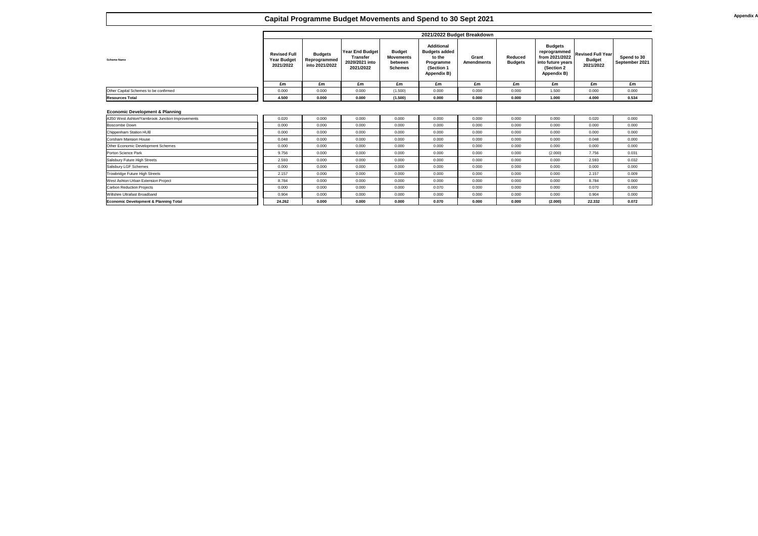# Capital Programme Budget Movements and Spend to 30 Sept 2021

Appendix A

| Scheme Name | 2021/2022 Budget Breakdown | | | | | | | | | |
|---|---|---|---|---|---|---|---|---|---|---|
| | Revised Full Year Budget 2021/2022 | Budgets Reprogrammed into 2021/2022 | Year End Budget Transfer 2020/2021 into 2021/2022 | Budget Movements between Schemes | Additional Budgets added to the Programme (Section 1 Appendix B) | Grant Amendments | Reduced Budgets | Budgets reprogrammed from 2021/2022 into future years (Section 2 Appendix B) | Revised Full Year Budget 2021/2022 | Spend to 30 September 2021 |
| | £m | £m | £m | £m | £m | £m | £m | £m | £m | £m |
| Other Capital Schemes to be confirmed | 0.000 | 0.000 | 0.000 | (1.500) | 0.000 | 0.000 | 0.000 | 1.500 | 0.000 | 0.000 |
| **Resources Total** | **4.500** | **0.000** | **0.000** | **(1.500)** | **0.000** | **0.000** | **0.000** | **1.000** | **4.000** | **0.534** |
| **Economic Development & Planning** | | | | | | | | | | |
| A350 West Ashton/Yarnbrook Junction Improvements | 0.020 | 0.000 | 0.000 | 0.000 | 0.000 | 0.000 | 0.000 | 0.000 | 0.020 | 0.000 |
| Boscombe Down | 0.000 | 0.000 | 0.000 | 0.000 | 0.000 | 0.000 | 0.000 | 0.000 | 0.000 | 0.000 |
| Chippenham Station HUB | 0.000 | 0.000 | 0.000 | 0.000 | 0.000 | 0.000 | 0.000 | 0.000 | 0.000 | 0.000 |
| Corsham Mansion House | 0.048 | 0.000 | 0.000 | 0.000 | 0.000 | 0.000 | 0.000 | 0.000 | 0.048 | 0.000 |
| Other Economic Development Schemes | 0.000 | 0.000 | 0.000 | 0.000 | 0.000 | 0.000 | 0.000 | 0.000 | 0.000 | 0.000 |
| Porton Science Park | 9.756 | 0.000 | 0.000 | 0.000 | 0.000 | 0.000 | 0.000 | (2.000) | 7.756 | 0.031 |
| Salisbury Future High Streets | 2.593 | 0.000 | 0.000 | 0.000 | 0.000 | 0.000 | 0.000 | 0.000 | 2.593 | 0.032 |
| Salisbury LGF Schemes | 0.000 | 0.000 | 0.000 | 0.000 | 0.000 | 0.000 | 0.000 | 0.000 | 0.000 | 0.000 |
| Trowbridge Future High Streets | 2.157 | 0.000 | 0.000 | 0.000 | 0.000 | 0.000 | 0.000 | 0.000 | 2.157 | 0.009 |
| West Ashton Urban Extension Project | 8.784 | 0.000 | 0.000 | 0.000 | 0.000 | 0.000 | 0.000 | 0.000 | 8.784 | 0.000 |
| Carbon Reduction Projects | 0.000 | 0.000 | 0.000 | 0.000 | 0.070 | 0.000 | 0.000 | 0.000 | 0.070 | 0.000 |
| Wiltshire Ultrafast Broadband | 0.904 | 0.000 | 0.000 | 0.000 | 0.000 | 0.000 | 0.000 | 0.000 | 0.904 | 0.000 |
| **Economic Development & Planning Total** | **24.262** | **0.000** | **0.000** | **0.000** | **0.070** | **0.000** | **0.000** | **(2.000)** | **22.332** | **0.072** |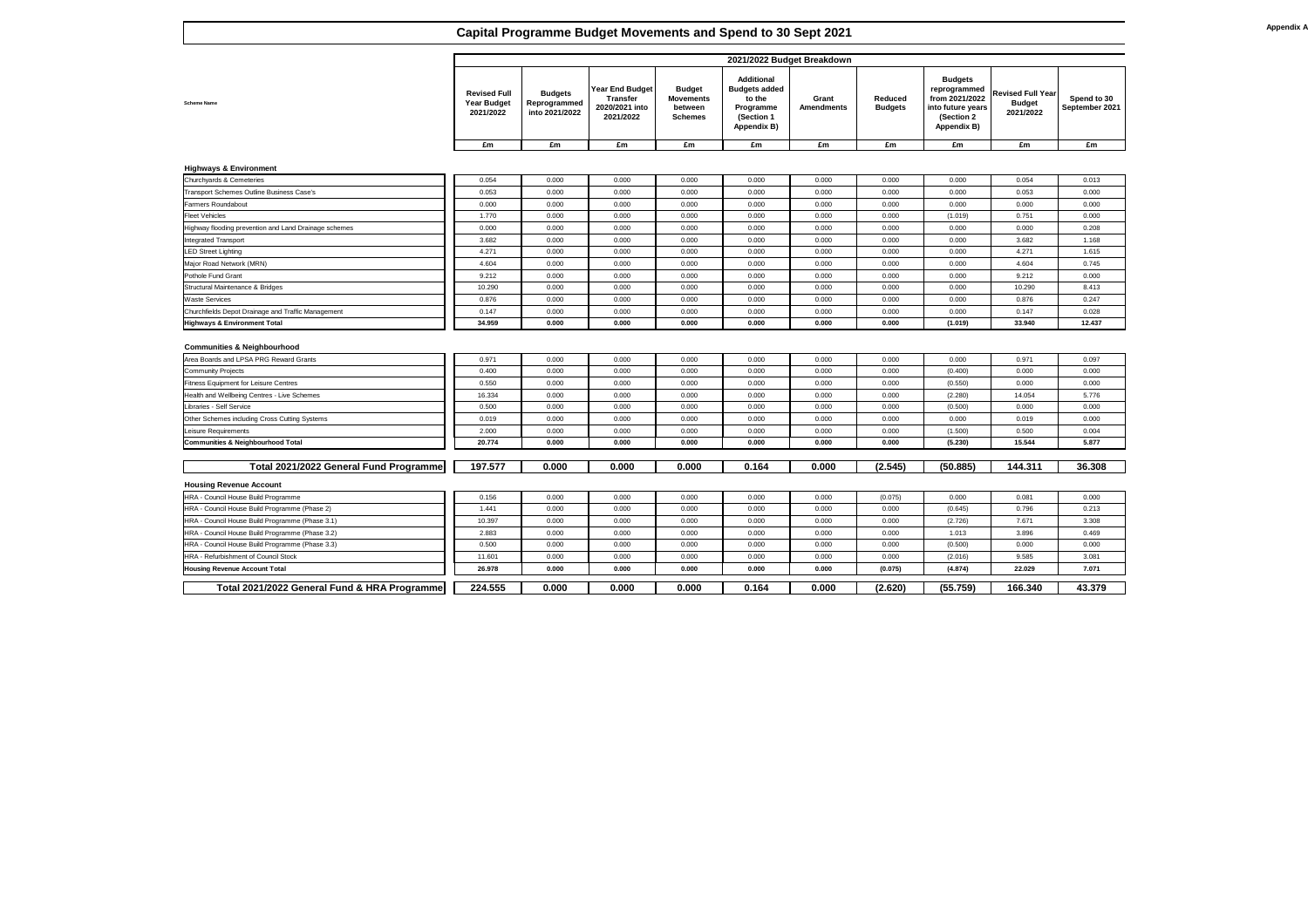# Capital Programme Budget Movements and Spend to 30 Sept 2021

Appendix A

| Scheme Name | 2021/2022 Budget Breakdown | | | | | | | | | |
|---|---|---|---|---|---|---|---|---|---|---|
| | Revised Full Year Budget 2021/2022 | Budgets Reprogrammed into 2021/2022 | Year End Budget Transfer 2020/2021 into 2021/2022 | Budget Movements between Schemes | Additional Budgets added to the Programme (Section 1 Appendix B) | Grant Amendments | Reduced Budgets | Budgets reprogrammed from 2021/2022 into future years (Section 2 Appendix B) | Revised Full Year Budget 2021/2022 | Spend to 30 September 2021 |
| | £m | £m | £m | £m | £m | £m | £m | £m | £m | £m |
| **Highways & Environment** | | | | | | | | | | |
| Churchyards & Cemeteries | 0.054 | 0.000 | 0.000 | 0.000 | 0.000 | 0.000 | 0.000 | 0.000 | 0.054 | 0.013 |
| Transport Schemes Outline Business Case's | 0.053 | 0.000 | 0.000 | 0.000 | 0.000 | 0.000 | 0.000 | 0.000 | 0.053 | 0.000 |
| Farmers Roundabout | 0.000 | 0.000 | 0.000 | 0.000 | 0.000 | 0.000 | 0.000 | 0.000 | 0.000 | 0.000 |
| Fleet Vehicles | 1.770 | 0.000 | 0.000 | 0.000 | 0.000 | 0.000 | 0.000 | (1.019) | 0.751 | 0.000 |
| Highway flooding prevention and Land Drainage schemes | 0.000 | 0.000 | 0.000 | 0.000 | 0.000 | 0.000 | 0.000 | 0.000 | 0.000 | 0.208 |
| Integrated Transport | 3.682 | 0.000 | 0.000 | 0.000 | 0.000 | 0.000 | 0.000 | 0.000 | 3.682 | 1.168 |
| LED Street Lighting | 4.271 | 0.000 | 0.000 | 0.000 | 0.000 | 0.000 | 0.000 | 0.000 | 4.271 | 1.615 |
| Major Road Network (MRN) | 4.604 | 0.000 | 0.000 | 0.000 | 0.000 | 0.000 | 0.000 | 0.000 | 4.604 | 0.745 |
| Pothole Fund Grant | 9.212 | 0.000 | 0.000 | 0.000 | 0.000 | 0.000 | 0.000 | 0.000 | 9.212 | 0.000 |
| Structural Maintenance & Bridges | 10.290 | 0.000 | 0.000 | 0.000 | 0.000 | 0.000 | 0.000 | 0.000 | 10.290 | 8.413 |
| Waste Services | 0.876 | 0.000 | 0.000 | 0.000 | 0.000 | 0.000 | 0.000 | 0.000 | 0.876 | 0.247 |
| Churchfields Depot Drainage and Traffic Management | 0.147 | 0.000 | 0.000 | 0.000 | 0.000 | 0.000 | 0.000 | 0.000 | 0.147 | 0.028 |
| **Highways & Environment Total** | **34.959** | **0.000** | **0.000** | **0.000** | **0.000** | **0.000** | **0.000** | **(1.019)** | **33.940** | **12.437** |
| **Communities & Neighbourhood** | | | | | | | | | | |
| Area Boards and LPSA PRG Reward Grants | 0.971 | 0.000 | 0.000 | 0.000 | 0.000 | 0.000 | 0.000 | 0.000 | 0.971 | 0.097 |
| Community Projects | 0.400 | 0.000 | 0.000 | 0.000 | 0.000 | 0.000 | 0.000 | (0.400) | 0.000 | 0.000 |
| Fitness Equipment for Leisure Centres | 0.550 | 0.000 | 0.000 | 0.000 | 0.000 | 0.000 | 0.000 | (0.550) | 0.000 | 0.000 |
| Health and Wellbeing Centres - Live Schemes | 16.334 | 0.000 | 0.000 | 0.000 | 0.000 | 0.000 | 0.000 | (2.280) | 14.054 | 5.776 |
| Libraries - Self Service | 0.500 | 0.000 | 0.000 | 0.000 | 0.000 | 0.000 | 0.000 | (0.500) | 0.000 | 0.000 |
| Other Schemes including Cross Cutting Systems | 0.019 | 0.000 | 0.000 | 0.000 | 0.000 | 0.000 | 0.000 | 0.000 | 0.019 | 0.000 |
| Leisure Requirements | 2.000 | 0.000 | 0.000 | 0.000 | 0.000 | 0.000 | 0.000 | (1.500) | 0.500 | 0.004 |
| **Communities & Neighbourhood Total** | **20.774** | **0.000** | **0.000** | **0.000** | **0.000** | **0.000** | **0.000** | **(5.230)** | **15.544** | **5.877** |
| **Total 2021/2022 General Fund Programme** | **197.577** | **0.000** | **0.000** | **0.000** | **0.164** | **0.000** | **(2.545)** | **(50.885)** | **144.311** | **36.308** |
| **Housing Revenue Account** | | | | | | | | | | |
| HRA - Council House Build Programme | 0.156 | 0.000 | 0.000 | 0.000 | 0.000 | 0.000 | (0.075) | 0.000 | 0.081 | 0.000 |
| HRA - Council House Build Programme (Phase 2) | 1.441 | 0.000 | 0.000 | 0.000 | 0.000 | 0.000 | 0.000 | (0.645) | 0.796 | 0.213 |
| HRA - Council House Build Programme (Phase 3.1) | 10.397 | 0.000 | 0.000 | 0.000 | 0.000 | 0.000 | 0.000 | (2.726) | 7.671 | 3.308 |
| HRA - Council House Build Programme (Phase 3.2) | 2.883 | 0.000 | 0.000 | 0.000 | 0.000 | 0.000 | 0.000 | 1.013 | 3.896 | 0.469 |
| HRA - Council House Build Programme (Phase 3.3) | 0.500 | 0.000 | 0.000 | 0.000 | 0.000 | 0.000 | 0.000 | (0.500) | 0.000 | 0.000 |
| HRA - Refurbishment of Council Stock | 11.601 | 0.000 | 0.000 | 0.000 | 0.000 | 0.000 | 0.000 | (2.016) | 9.585 | 3.081 |
| **Housing Revenue Account Total** | **26.978** | **0.000** | **0.000** | **0.000** | **0.000** | **0.000** | **(0.075)** | **(4.874)** | **22.029** | **7.071** |
| **Total 2021/2022 General Fund & HRA Programme** | **224.555** | **0.000** | **0.000** | **0.000** | **0.164** | **0.000** | **(2.620)** | **(55.759)** | **166.340** | **43.379** |